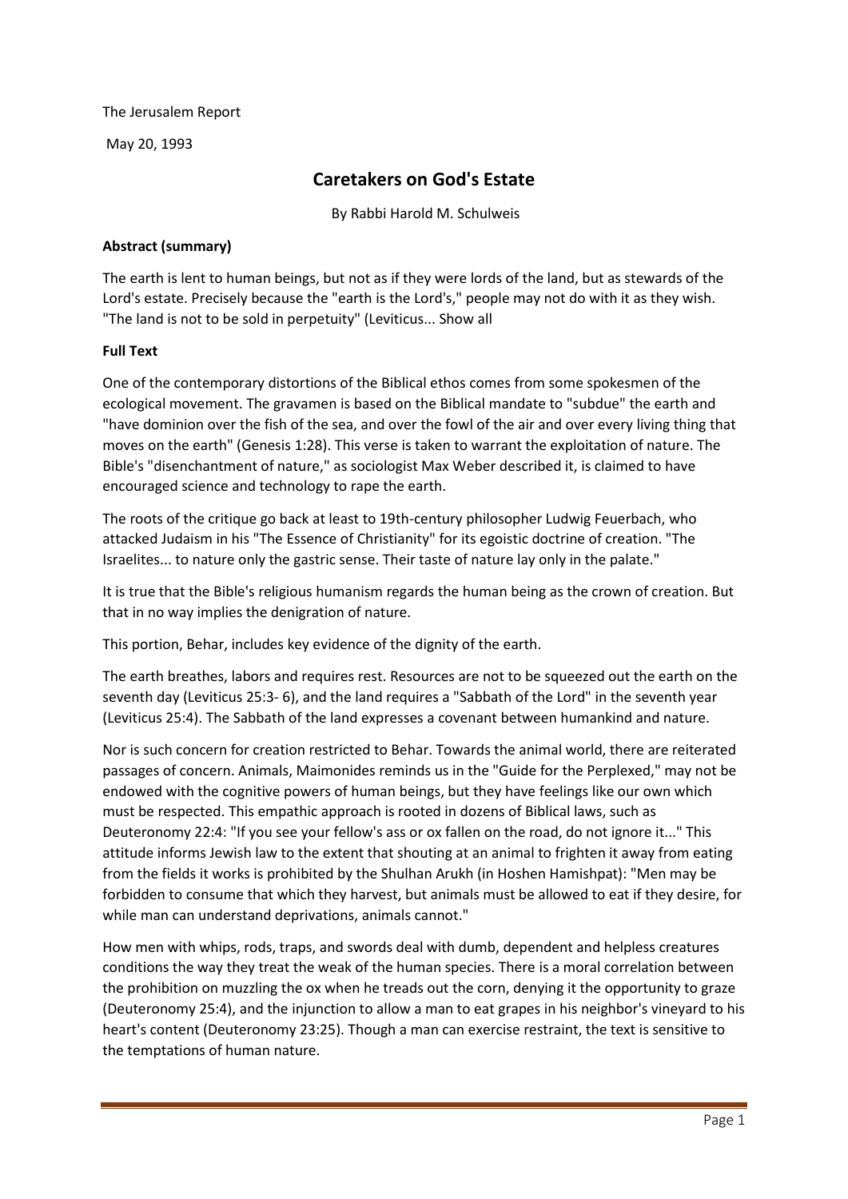The Jerusalem Report

May 20, 1993

# Caretakers on God's Estate

By Rabbi Harold M. Schulweis

**Abstract (summary)**

The earth is lent to human beings, but not as if they were lords of the land, but as stewards of the Lord's estate. Precisely because the "earth is the Lord's," people may not do with it as they wish. "The land is not to be sold in perpetuity" (Leviticus... Show all

**Full Text**

One of the contemporary distortions of the Biblical ethos comes from some spokesmen of the ecological movement. The gravamen is based on the Biblical mandate to "subdue" the earth and "have dominion over the fish of the sea, and over the fowl of the air and over every living thing that moves on the earth" (Genesis 1:28). This verse is taken to warrant the exploitation of nature. The Bible's "disenchantment of nature," as sociologist Max Weber described it, is claimed to have encouraged science and technology to rape the earth.

The roots of the critique go back at least to 19th-century philosopher Ludwig Feuerbach, who attacked Judaism in his "The Essence of Christianity" for its egoistic doctrine of creation. "The Israelites... to nature only the gastric sense. Their taste of nature lay only in the palate."

It is true that the Bible's religious humanism regards the human being as the crown of creation. But that in no way implies the denigration of nature.

This portion, Behar, includes key evidence of the dignity of the earth.

The earth breathes, labors and requires rest. Resources are not to be squeezed out the earth on the seventh day (Leviticus 25:3- 6), and the land requires a "Sabbath of the Lord" in the seventh year (Leviticus 25:4). The Sabbath of the land expresses a covenant between humankind and nature.

Nor is such concern for creation restricted to Behar. Towards the animal world, there are reiterated passages of concern. Animals, Maimonides reminds us in the "Guide for the Perplexed," may not be endowed with the cognitive powers of human beings, but they have feelings like our own which must be respected. This empathic approach is rooted in dozens of Biblical laws, such as Deuteronomy 22:4: "If you see your fellow's ass or ox fallen on the road, do not ignore it..." This attitude informs Jewish law to the extent that shouting at an animal to frighten it away from eating from the fields it works is prohibited by the Shulhan Arukh (in Hoshen Hamishpat): "Men may be forbidden to consume that which they harvest, but animals must be allowed to eat if they desire, for while man can understand deprivations, animals cannot."

How men with whips, rods, traps, and swords deal with dumb, dependent and helpless creatures conditions the way they treat the weak of the human species. There is a moral correlation between the prohibition on muzzling the ox when he treads out the corn, denying it the opportunity to graze (Deuteronomy 25:4), and the injunction to allow a man to eat grapes in his neighbor's vineyard to his heart's content (Deuteronomy 23:25). Though a man can exercise restraint, the text is sensitive to the temptations of human nature.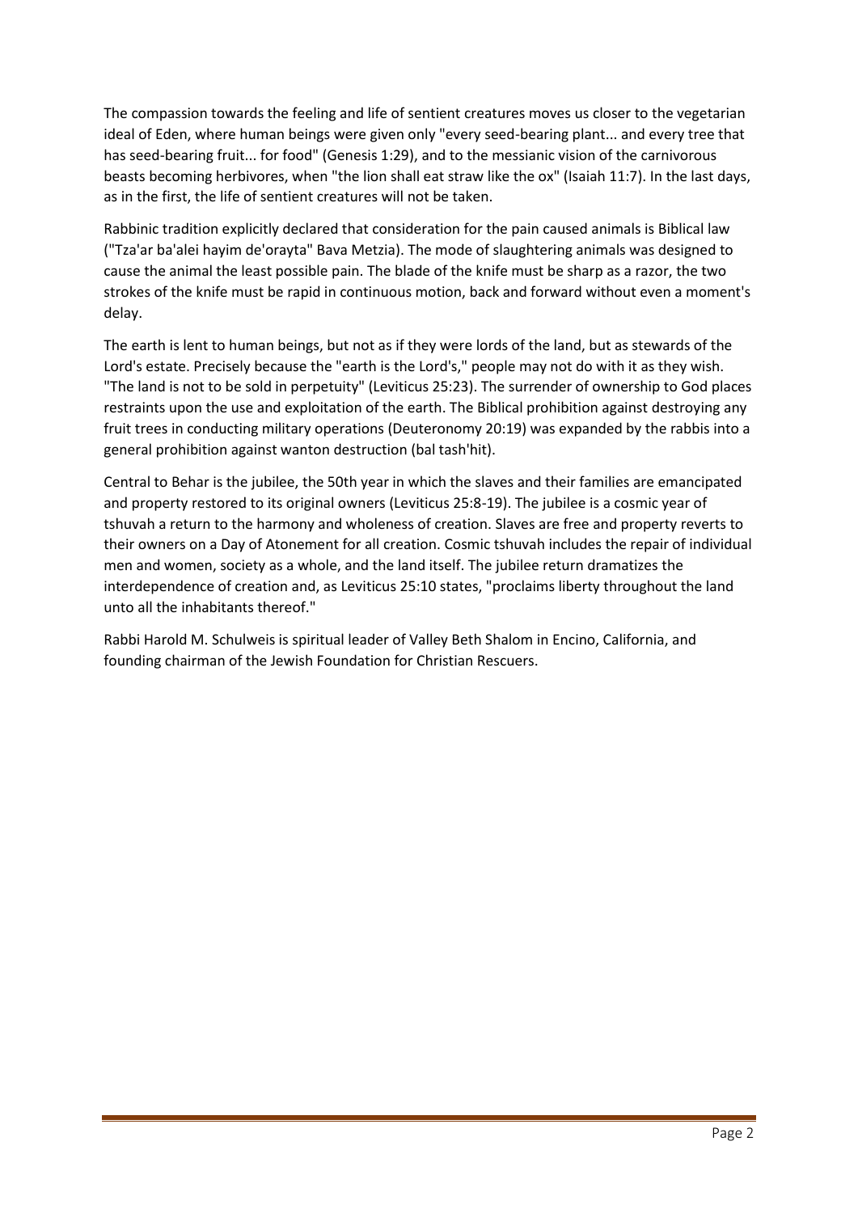The compassion towards the feeling and life of sentient creatures moves us closer to the vegetarian ideal of Eden, where human beings were given only "every seed-bearing plant... and every tree that has seed-bearing fruit... for food" (Genesis 1:29), and to the messianic vision of the carnivorous beasts becoming herbivores, when "the lion shall eat straw like the ox" (Isaiah 11:7). In the last days, as in the first, the life of sentient creatures will not be taken.

Rabbinic tradition explicitly declared that consideration for the pain caused animals is Biblical law ("Tza'ar ba'alei hayim de'orayta" Bava Metzia). The mode of slaughtering animals was designed to cause the animal the least possible pain. The blade of the knife must be sharp as a razor, the two strokes of the knife must be rapid in continuous motion, back and forward without even a moment's delay.

The earth is lent to human beings, but not as if they were lords of the land, but as stewards of the Lord's estate. Precisely because the "earth is the Lord's," people may not do with it as they wish. "The land is not to be sold in perpetuity" (Leviticus 25:23). The surrender of ownership to God places restraints upon the use and exploitation of the earth. The Biblical prohibition against destroying any fruit trees in conducting military operations (Deuteronomy 20:19) was expanded by the rabbis into a general prohibition against wanton destruction (bal tash'hit).

Central to Behar is the jubilee, the 50th year in which the slaves and their families are emancipated and property restored to its original owners (Leviticus 25:8-19). The jubilee is a cosmic year of tshuvah a return to the harmony and wholeness of creation. Slaves are free and property reverts to their owners on a Day of Atonement for all creation. Cosmic tshuvah includes the repair of individual men and women, society as a whole, and the land itself. The jubilee return dramatizes the interdependence of creation and, as Leviticus 25:10 states, "proclaims liberty throughout the land unto all the inhabitants thereof."

Rabbi Harold M. Schulweis is spiritual leader of Valley Beth Shalom in Encino, California, and founding chairman of the Jewish Foundation for Christian Rescuers.